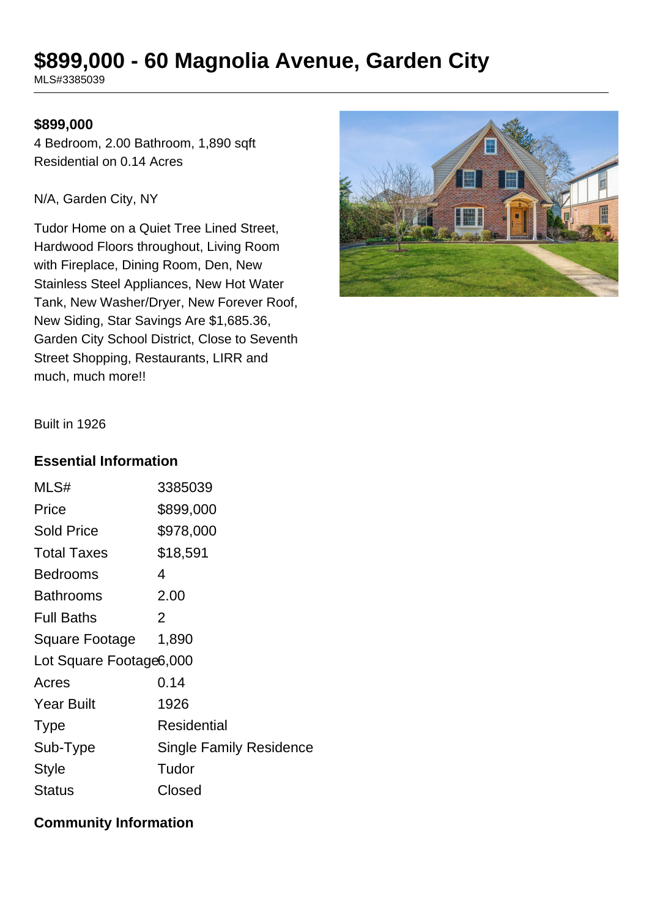# $899,000 - 60 Magnolia Avenue, Garden City

MLS#3385039

**$899,000**

4 Bedroom, 2.00 Bathroom, 1,890 sqft
Residential on 0.14 Acres

N/A, Garden City, NY

Tudor Home on a Quiet Tree Lined Street, Hardwood Floors throughout, Living Room with Fireplace, Dining Room, Den, New Stainless Steel Appliances, New Hot Water Tank, New Washer/Dryer, New Forever Roof, New Siding, Star Savings Are $1,685.36, Garden City School District, Close to Seventh Street Shopping, Restaurants, LIRR and much, much more!!

Built in 1926

## Essential Information

| | |
|---|---|
| MLS# | 3385039 |
| Price | $899,000 |
| Sold Price | $978,000 |
| Total Taxes | $18,591 |
| Bedrooms | 4 |
| Bathrooms | 2.00 |
| Full Baths | 2 |
| Square Footage | 1,890 |
| Lot Square Footage | 6,000 |
| Acres | 0.14 |
| Year Built | 1926 |
| Type | Residential |
| Sub-Type | Single Family Residence |
| Style | Tudor |
| Status | Closed |

## Community Information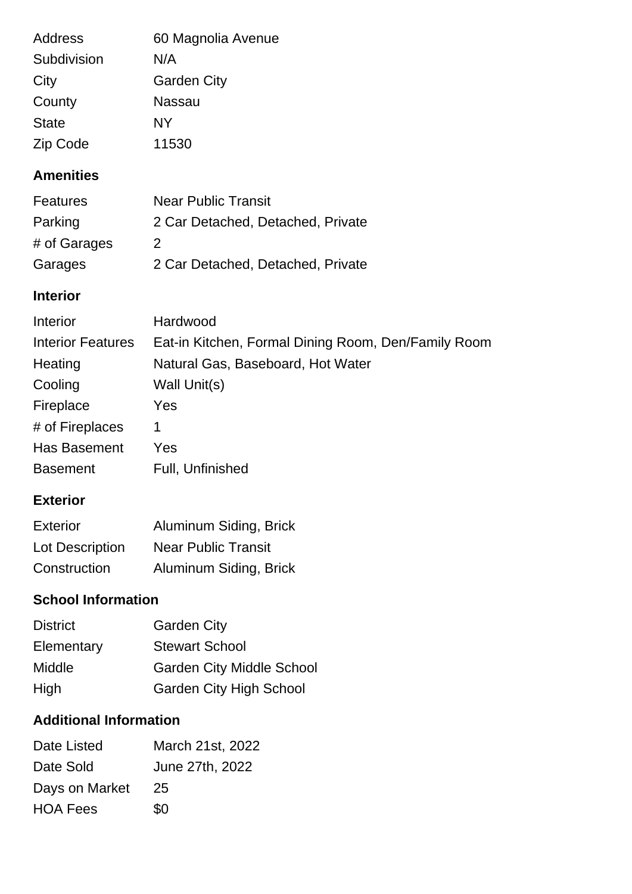| | |
|---|---|
| Address | 60 Magnolia Avenue |
| Subdivision | N/A |
| City | Garden City |
| County | Nassau |
| State | NY |
| Zip Code | 11530 |

## Amenities

| | |
|---|---|
| Features | Near Public Transit |
| Parking | 2 Car Detached, Detached, Private |
| # of Garages | 2 |
| Garages | 2 Car Detached, Detached, Private |

## Interior

| | |
|---|---|
| Interior | Hardwood |
| Interior Features | Eat-in Kitchen, Formal Dining Room, Den/Family Room |
| Heating | Natural Gas, Baseboard, Hot Water |
| Cooling | Wall Unit(s) |
| Fireplace | Yes |
| # of Fireplaces | 1 |
| Has Basement | Yes |
| Basement | Full, Unfinished |

## Exterior

| | |
|---|---|
| Exterior | Aluminum Siding, Brick |
| Lot Description | Near Public Transit |
| Construction | Aluminum Siding, Brick |

## School Information

| | |
|---|---|
| District | Garden City |
| Elementary | Stewart School |
| Middle | Garden City Middle School |
| High | Garden City High School |

## Additional Information

| | |
|---|---|
| Date Listed | March 21st, 2022 |
| Date Sold | June 27th, 2022 |
| Days on Market | 25 |
| HOA Fees | $0 |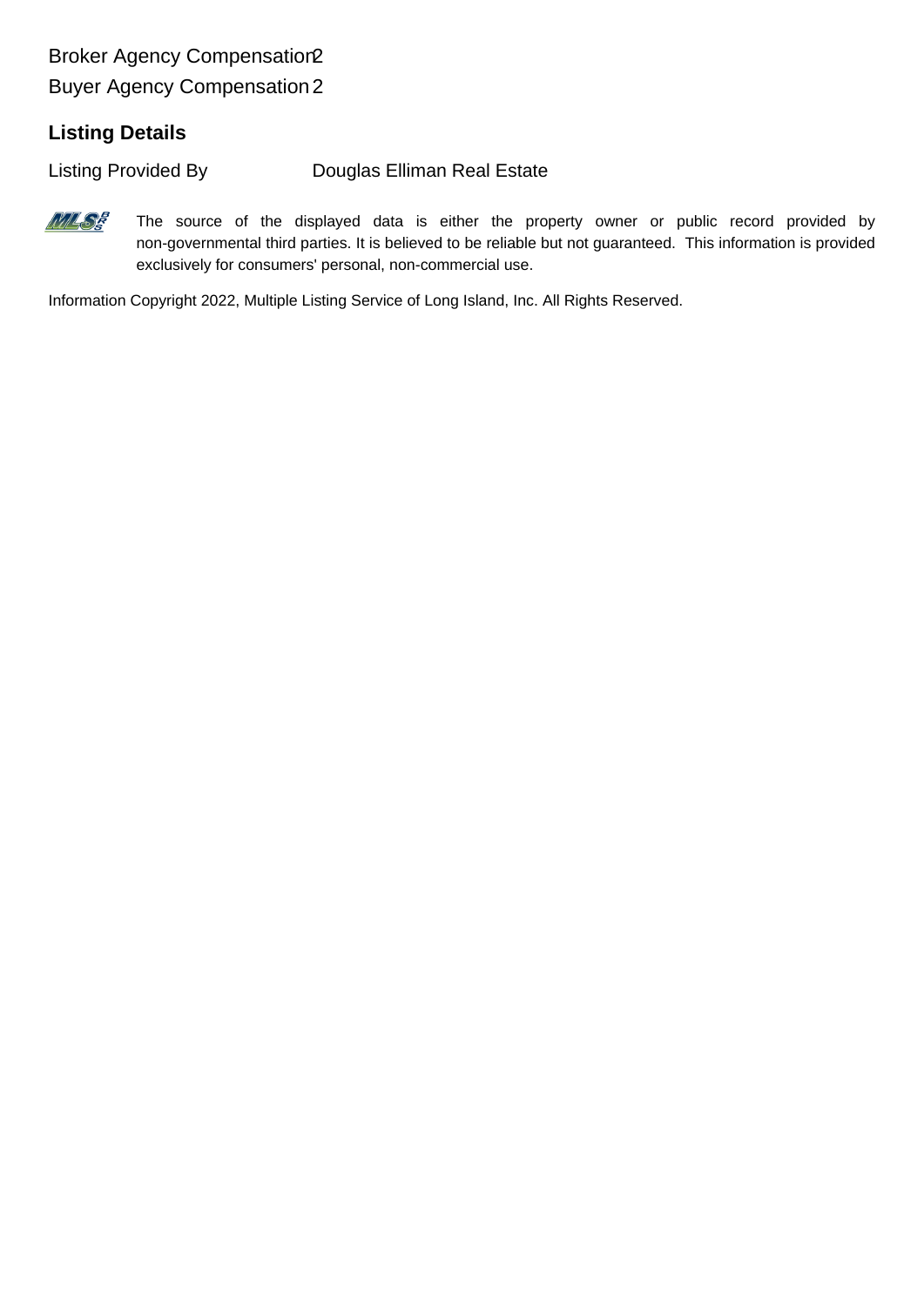Broker Agency Compensation 2
Buyer Agency Compensation 2

## Listing Details

Listing Provided By Douglas Elliman Real Estate

The source of the displayed data is either the property owner or public record provided by non-governmental third parties. It is believed to be reliable but not guaranteed. This information is provided exclusively for consumers' personal, non-commercial use.

Information Copyright 2022, Multiple Listing Service of Long Island, Inc. All Rights Reserved.